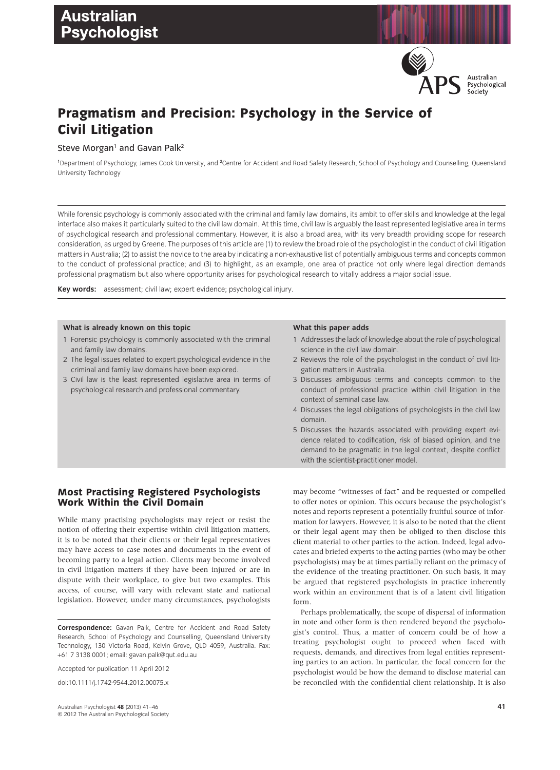# Pragmatism and Precision: Psychology in the Service of Civil Litigation

Steve Morgan[1] and Gavan Palk[2]

[1]Department of Psychology, James Cook University, and [2]Centre for Accident and Road Safety Research, School of Psychology and Counselling, Queensland University Technology

While forensic psychology is commonly associated with the criminal and family law domains, its ambit to offer skills and knowledge at the legal interface also makes it particularly suited to the civil law domain. At this time, civil law is arguably the least represented legislative area in terms of psychological research and professional commentary. However, it is also a broad area, with its very breadth providing scope for research consideration, as urged by Greene. The purposes of this article are (1) to review the broad role of the psychologist in the conduct of civil litigation matters in Australia; (2) to assist the novice to the area by indicating a non-exhaustive list of potentially ambiguous terms and concepts common to the conduct of professional practice; and (3) to highlight, as an example, one area of practice not only where legal direction demands professional pragmatism but also where opportunity arises for psychological research to vitally address a major social issue.

**Key words:** assessment; civil law; expert evidence; psychological injury.

**What is already known on this topic**

1. Forensic psychology is commonly associated with the criminal and family law domains.
2. The legal issues related to expert psychological evidence in the criminal and family law domains have been explored.
3. Civil law is the least represented legislative area in terms of psychological research and professional commentary.

**What this paper adds**

1. Addresses the lack of knowledge about the role of psychological science in the civil law domain.
2. Reviews the role of the psychologist in the conduct of civil litigation matters in Australia.
3. Discusses ambiguous terms and concepts common to the conduct of professional practice within civil litigation in the context of seminal case law.
4. Discusses the legal obligations of psychologists in the civil law domain.
5. Discusses the hazards associated with providing expert evidence related to codification, risk of biased opinion, and the demand to be pragmatic in the legal context, despite conflict with the scientist-practitioner model.

## Most Practising Registered Psychologists Work Within the Civil Domain

While many practising psychologists may reject or resist the notion of offering their expertise within civil litigation matters, it is to be noted that their clients or their legal representatives may have access to case notes and documents in the event of becoming party to a legal action. Clients may become involved in civil litigation matters if they have been injured or are in dispute with their workplace, to give but two examples. This access, of course, will vary with relevant state and national legislation. However, under many circumstances, psychologists may become "witnesses of fact" and be requested or compelled to offer notes or opinion. This occurs because the psychologist's notes and reports represent a potentially fruitful source of information for lawyers. However, it is also to be noted that the client or their legal agent may then be obliged to then disclose this client material to other parties to the action. Indeed, legal advocates and briefed experts to the acting parties (who may be other psychologists) may be at times partially reliant on the primacy of the evidence of the treating practitioner. On such basis, it may be argued that registered psychologists in practice inherently work within an environment that is of a latent civil litigation form.

Perhaps problematically, the scope of dispersal of information in note and other form is then rendered beyond the psychologist's control. Thus, a matter of concern could be of how a treating psychologist ought to proceed when faced with requests, demands, and directives from legal entities representing parties to an action. In particular, the focal concern for the psychologist would be how the demand to disclose material can be reconciled with the confidential client relationship. It is also

**Correspondence:** Gavan Palk, Centre for Accident and Road Safety Research, School of Psychology and Counselling, Queensland University Technology, 130 Victoria Road, Kelvin Grove, QLD 4059, Australia. Fax: +61 7 3138 0001; email: gavan.palk@qut.edu.au

Accepted for publication 11 April 2012

doi:10.1111/j.1742-9544.2012.00075.x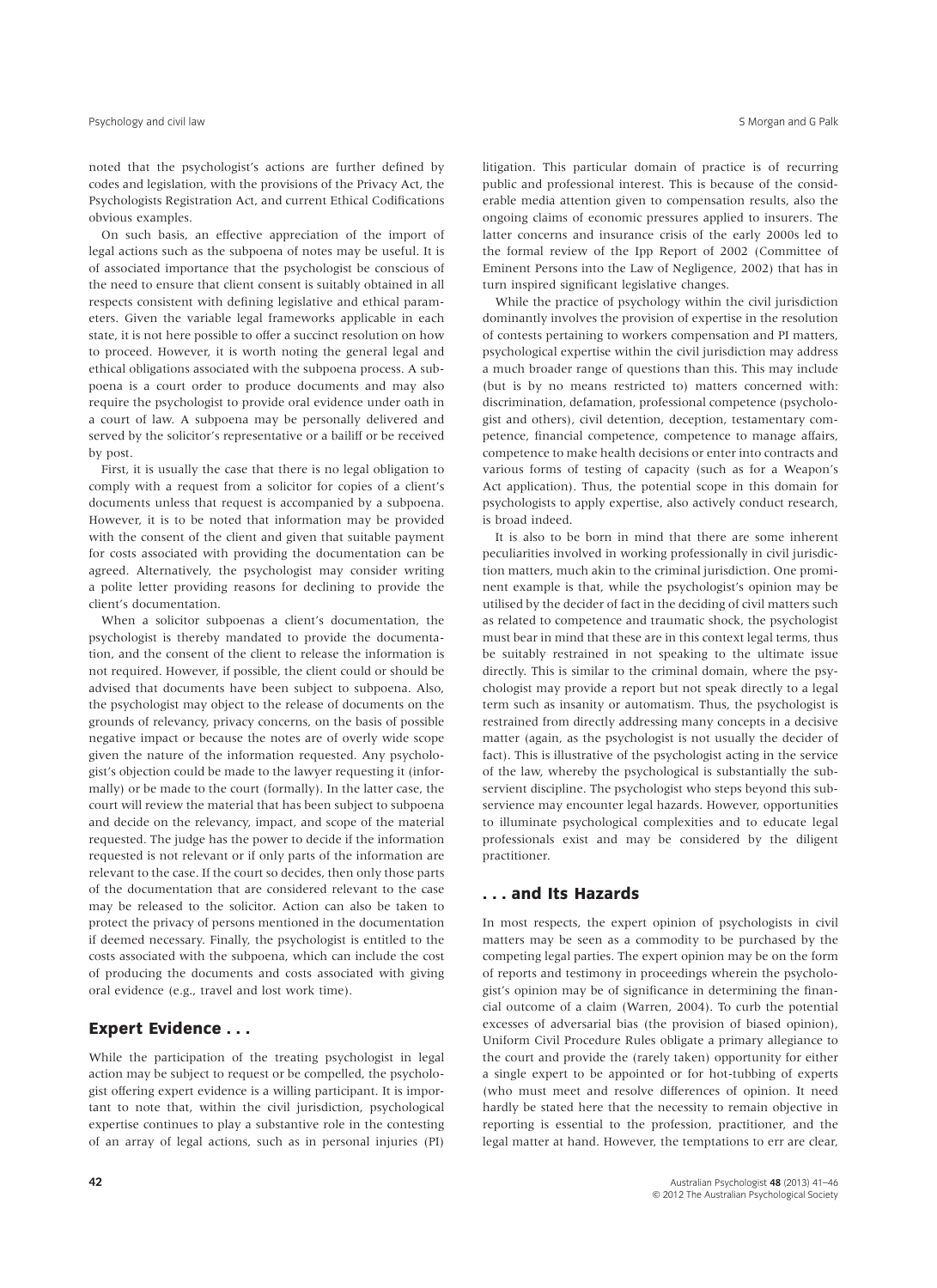noted that the psychologist's actions are further defined by codes and legislation, with the provisions of the Privacy Act, the Psychologists Registration Act, and current Ethical Codifications obvious examples.

On such basis, an effective appreciation of the import of legal actions such as the subpoena of notes may be useful. It is of associated importance that the psychologist be conscious of the need to ensure that client consent is suitably obtained in all respects consistent with defining legislative and ethical parameters. Given the variable legal frameworks applicable in each state, it is not here possible to offer a succinct resolution on how to proceed. However, it is worth noting the general legal and ethical obligations associated with the subpoena process. A subpoena is a court order to produce documents and may also require the psychologist to provide oral evidence under oath in a court of law. A subpoena may be personally delivered and served by the solicitor's representative or a bailiff or be received by post.

First, it is usually the case that there is no legal obligation to comply with a request from a solicitor for copies of a client's documents unless that request is accompanied by a subpoena. However, it is to be noted that information may be provided with the consent of the client and given that suitable payment for costs associated with providing the documentation can be agreed. Alternatively, the psychologist may consider writing a polite letter providing reasons for declining to provide the client's documentation.

When a solicitor subpoenas a client's documentation, the psychologist is thereby mandated to provide the documentation, and the consent of the client to release the information is not required. However, if possible, the client could or should be advised that documents have been subject to subpoena. Also, the psychologist may object to the release of documents on the grounds of relevancy, privacy concerns, on the basis of possible negative impact or because the notes are of overly wide scope given the nature of the information requested. Any psychologist's objection could be made to the lawyer requesting it (informally) or be made to the court (formally). In the latter case, the court will review the material that has been subject to subpoena and decide on the relevancy, impact, and scope of the material requested. The judge has the power to decide if the information requested is not relevant or if only parts of the information are relevant to the case. If the court so decides, then only those parts of the documentation that are considered relevant to the case may be released to the solicitor. Action can also be taken to protect the privacy of persons mentioned in the documentation if deemed necessary. Finally, the psychologist is entitled to the costs associated with the subpoena, which can include the cost of producing the documents and costs associated with giving oral evidence (e.g., travel and lost work time).

## Expert Evidence . . .

While the participation of the treating psychologist in legal action may be subject to request or be compelled, the psychologist offering expert evidence is a willing participant. It is important to note that, within the civil jurisdiction, psychological expertise continues to play a substantive role in the contesting of an array of legal actions, such as in personal injuries (PI) litigation. This particular domain of practice is of recurring public and professional interest. This is because of the considerable media attention given to compensation results, also the ongoing claims of economic pressures applied to insurers. The latter concerns and insurance crisis of the early 2000s led to the formal review of the Ipp Report of 2002 (Committee of Eminent Persons into the Law of Negligence, 2002) that has in turn inspired significant legislative changes.

While the practice of psychology within the civil jurisdiction dominantly involves the provision of expertise in the resolution of contests pertaining to workers compensation and PI matters, psychological expertise within the civil jurisdiction may address a much broader range of questions than this. This may include (but is by no means restricted to) matters concerned with: discrimination, defamation, professional competence (psychologist and others), civil detention, deception, testamentary competence, financial competence, competence to manage affairs, competence to make health decisions or enter into contracts and various forms of testing of capacity (such as for a Weapon's Act application). Thus, the potential scope in this domain for psychologists to apply expertise, also actively conduct research, is broad indeed.

It is also to be born in mind that there are some inherent peculiarities involved in working professionally in civil jurisdiction matters, much akin to the criminal jurisdiction. One prominent example is that, while the psychologist's opinion may be utilised by the decider of fact in the deciding of civil matters such as related to competence and traumatic shock, the psychologist must bear in mind that these are in this context legal terms, thus be suitably restrained in not speaking to the ultimate issue directly. This is similar to the criminal domain, where the psychologist may provide a report but not speak directly to a legal term such as insanity or automatism. Thus, the psychologist is restrained from directly addressing many concepts in a decisive matter (again, as the psychologist is not usually the decider of fact). This is illustrative of the psychologist acting in the service of the law, whereby the psychological is substantially the subservient discipline. The psychologist who steps beyond this subservience may encounter legal hazards. However, opportunities to illuminate psychological complexities and to educate legal professionals exist and may be considered by the diligent practitioner.

## . . . and Its Hazards

In most respects, the expert opinion of psychologists in civil matters may be seen as a commodity to be purchased by the competing legal parties. The expert opinion may be on the form of reports and testimony in proceedings wherein the psychologist's opinion may be of significance in determining the financial outcome of a claim (Warren, 2004). To curb the potential excesses of adversarial bias (the provision of biased opinion), Uniform Civil Procedure Rules obligate a primary allegiance to the court and provide the (rarely taken) opportunity for either a single expert to be appointed or for hot-tubbing of experts (who must meet and resolve differences of opinion. It need hardly be stated here that the necessity to remain objective in reporting is essential to the profession, practitioner, and the legal matter at hand. However, the temptations to err are clear,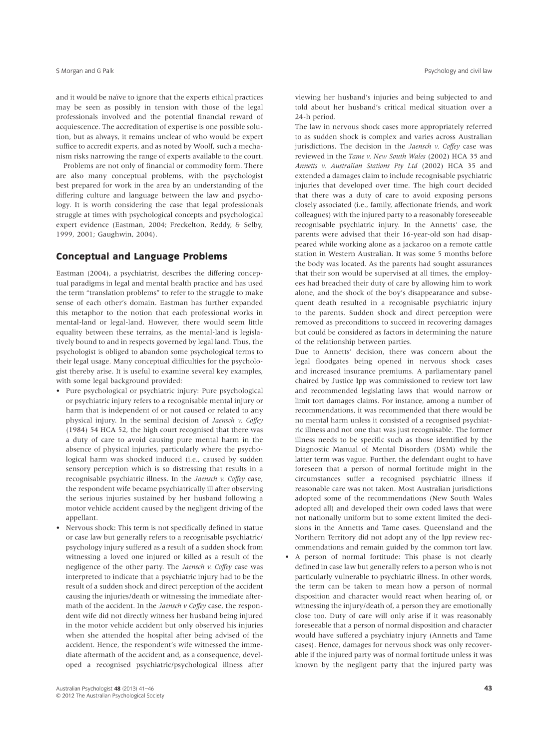and it would be naïve to ignore that the experts ethical practices may be seen as possibly in tension with those of the legal professionals involved and the potential financial reward of acquiescence. The accreditation of expertise is one possible solution, but as always, it remains unclear of who would be expert suffice to accredit experts, and as noted by Woolf, such a mechanism risks narrowing the range of experts available to the court.

Problems are not only of financial or commodity form. There are also many conceptual problems, with the psychologist best prepared for work in the area by an understanding of the differing culture and language between the law and psychology. It is worth considering the case that legal professionals struggle at times with psychological concepts and psychological expert evidence (Eastman, 2004; Freckelton, Reddy, & Selby, 1999, 2001; Gaughwin, 2004).

## Conceptual and Language Problems

Eastman (2004), a psychiatrist, describes the differing conceptual paradigms in legal and mental health practice and has used the term "translation problems" to refer to the struggle to make sense of each other's domain. Eastman has further expanded this metaphor to the notion that each professional works in mental-land or legal-land. However, there would seem little equality between these terrains, as the mental-land is legislatively bound to and in respects governed by legal land. Thus, the psychologist is obliged to abandon some psychological terms to their legal usage. Many conceptual difficulties for the psychologist thereby arise. It is useful to examine several key examples, with some legal background provided:

- Pure psychological or psychiatric injury: Pure psychological or psychiatric injury refers to a recognisable mental injury or harm that is independent of or not caused or related to any physical injury. In the seminal decision of *Jaensch v. Coffey* (1984) 54 HCA 52, the high court recognised that there was a duty of care to avoid causing pure mental harm in the absence of physical injuries, particularly where the psychological harm was shocked induced (i.e., caused by sudden sensory perception which is so distressing that results in a recognisable psychiatric illness. In the *Jaensch v. Coffey* case, the respondent wife became psychiatrically ill after observing the serious injuries sustained by her husband following a motor vehicle accident caused by the negligent driving of the appellant.
- Nervous shock: This term is not specifically defined in statue or case law but generally refers to a recognisable psychiatric/psychology injury suffered as a result of a sudden shock from witnessing a loved one injured or killed as a result of the negligence of the other party. The *Jaensch v. Coffey* case was interpreted to indicate that a psychiatric injury had to be the result of a sudden shock and direct perception of the accident causing the injuries/death or witnessing the immediate aftermath of the accident. In the *Jaensch v Coffey* case, the respondent wife did not directly witness her husband being injured in the motor vehicle accident but only observed his injuries when she attended the hospital after being advised of the accident. Hence, the respondent's wife witnessed the immediate aftermath of the accident and, as a consequence, developed a recognised psychiatric/psychological illness after viewing her husband's injuries and being subjected to and told about her husband's critical medical situation over a 24-h period.

  The law in nervous shock cases more appropriately referred to as sudden shock is complex and varies across Australian jurisdictions. The decision in the *Jaensch v. Coffey* case was reviewed in the *Tame v. New South Wales* (2002) HCA 35 and *Annetts v. Australian Stations Pty Ltd* (2002) HCA 35 and extended a damages claim to include recognisable psychiatric injuries that developed over time. The high court decided that there was a duty of care to avoid exposing persons closely associated (i.e., family, affectionate friends, and work colleagues) with the injured party to a reasonably foreseeable recognisable psychiatric injury. In the Annetts' case, the parents were advised that their 16-year-old son had disappeared while working alone as a jackaroo on a remote cattle station in Western Australian. It was some 5 months before the body was located. As the parents had sought assurances that their son would be supervised at all times, the employees had breached their duty of care by allowing him to work alone, and the shock of the boy's disappearance and subsequent death resulted in a recognisable psychiatric injury to the parents. Sudden shock and direct perception were removed as preconditions to succeed in recovering damages but could be considered as factors in determining the nature of the relationship between parties.

  Due to Annetts' decision, there was concern about the legal floodgates being opened in nervous shock cases and increased insurance premiums. A parliamentary panel chaired by Justice Ipp was commissioned to review tort law and recommended legislating laws that would narrow or limit tort damages claims. For instance, among a number of recommendations, it was recommended that there would be no mental harm unless it consisted of a recognised psychiatric illness and not one that was just recognisable. The former illness needs to be specific such as those identified by the Diagnostic Manual of Mental Disorders (DSM) while the latter term was vague. Further, the defendant ought to have foreseen that a person of normal fortitude might in the circumstances suffer a recognised psychiatric illness if reasonable care was not taken. Most Australian jurisdictions adopted some of the recommendations (New South Wales adopted all) and developed their own coded laws that were not nationally uniform but to some extent limited the decisions in the Annetts and Tame cases. Queensland and the Northern Territory did not adopt any of the Ipp review recommendations and remain guided by the common tort law.
- A person of normal fortitude: This phase is not clearly defined in case law but generally refers to a person who is not particularly vulnerable to psychiatric illness. In other words, the term can be taken to mean how a person of normal disposition and character would react when hearing of, or witnessing the injury/death of, a person they are emotionally close too. Duty of care will only arise if it was reasonably foreseeable that a person of normal disposition and character would have suffered a psychiatry injury (Annetts and Tame cases). Hence, damages for nervous shock was only recoverable if the injured party was of normal fortitude unless it was known by the negligent party that the injured party was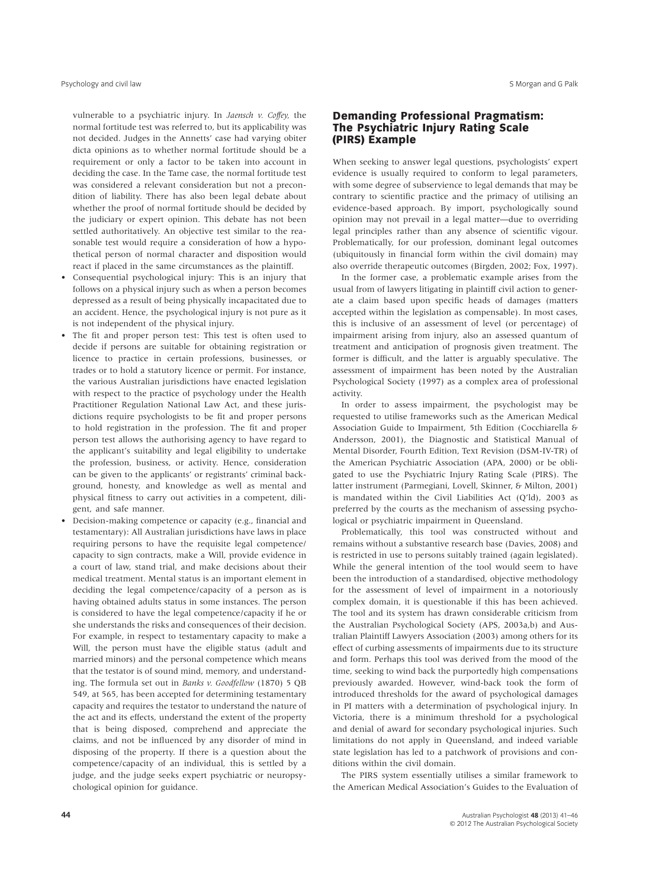vulnerable to a psychiatric injury. In *Jaensch v. Coffey,* the normal fortitude test was referred to, but its applicability was not decided. Judges in the Annetts' case had varying obiter dicta opinions as to whether normal fortitude should be a requirement or only a factor to be taken into account in deciding the case. In the Tame case, the normal fortitude test was considered a relevant consideration but not a precondition of liability. There has also been legal debate about whether the proof of normal fortitude should be decided by the judiciary or expert opinion. This debate has not been settled authoritatively. An objective test similar to the reasonable test would require a consideration of how a hypothetical person of normal character and disposition would react if placed in the same circumstances as the plaintiff.

- Consequential psychological injury: This is an injury that follows on a physical injury such as when a person becomes depressed as a result of being physically incapacitated due to an accident. Hence, the psychological injury is not pure as it is not independent of the physical injury.
- The fit and proper person test: This test is often used to decide if persons are suitable for obtaining registration or licence to practice in certain professions, businesses, or trades or to hold a statutory licence or permit. For instance, the various Australian jurisdictions have enacted legislation with respect to the practice of psychology under the Health Practitioner Regulation National Law Act, and these jurisdictions require psychologists to be fit and proper persons to hold registration in the profession. The fit and proper person test allows the authorising agency to have regard to the applicant's suitability and legal eligibility to undertake the profession, business, or activity. Hence, consideration can be given to the applicants' or registrants' criminal background, honesty, and knowledge as well as mental and physical fitness to carry out activities in a competent, diligent, and safe manner.
- Decision-making competence or capacity (e.g., financial and testamentary): All Australian jurisdictions have laws in place requiring persons to have the requisite legal competence/capacity to sign contracts, make a Will, provide evidence in a court of law, stand trial, and make decisions about their medical treatment. Mental status is an important element in deciding the legal competence/capacity of a person as is having obtained adults status in some instances. The person is considered to have the legal competence/capacity if he or she understands the risks and consequences of their decision. For example, in respect to testamentary capacity to make a Will, the person must have the eligible status (adult and married minors) and the personal competence which means that the testator is of sound mind, memory, and understanding. The formula set out in *Banks v. Goodfellow* (1870) 5 QB 549, at 565, has been accepted for determining testamentary capacity and requires the testator to understand the nature of the act and its effects, understand the extent of the property that is being disposed, comprehend and appreciate the claims, and not be influenced by any disorder of mind in disposing of the property. If there is a question about the competence/capacity of an individual, this is settled by a judge, and the judge seeks expert psychiatric or neuropsychological opinion for guidance.

## Demanding Professional Pragmatism: The Psychiatric Injury Rating Scale (PIRS) Example

When seeking to answer legal questions, psychologists' expert evidence is usually required to conform to legal parameters, with some degree of subservience to legal demands that may be contrary to scientific practice and the primacy of utilising an evidence-based approach. By import, psychologically sound opinion may not prevail in a legal matter—due to overriding legal principles rather than any absence of scientific vigour. Problematically, for our profession, dominant legal outcomes (ubiquitously in financial form within the civil domain) may also override therapeutic outcomes (Birgden, 2002; Fox, 1997).

In the former case, a problematic example arises from the usual from of lawyers litigating in plaintiff civil action to generate a claim based upon specific heads of damages (matters accepted within the legislation as compensable). In most cases, this is inclusive of an assessment of level (or percentage) of impairment arising from injury, also an assessed quantum of treatment and anticipation of prognosis given treatment. The former is difficult, and the latter is arguably speculative. The assessment of impairment has been noted by the Australian Psychological Society (1997) as a complex area of professional activity.

In order to assess impairment, the psychologist may be requested to utilise frameworks such as the American Medical Association Guide to Impairment, 5th Edition (Cocchiarella & Andersson, 2001), the Diagnostic and Statistical Manual of Mental Disorder, Fourth Edition, Text Revision (DSM-IV-TR) of the American Psychiatric Association (APA, 2000) or be obligated to use the Psychiatric Injury Rating Scale (PIRS). The latter instrument (Parmegiani, Lovell, Skinner, & Milton, 2001) is mandated within the Civil Liabilities Act (Q'ld), 2003 as preferred by the courts as the mechanism of assessing psychological or psychiatric impairment in Queensland.

Problematically, this tool was constructed without and remains without a substantive research base (Davies, 2008) and is restricted in use to persons suitably trained (again legislated). While the general intention of the tool would seem to have been the introduction of a standardised, objective methodology for the assessment of level of impairment in a notoriously complex domain, it is questionable if this has been achieved. The tool and its system has drawn considerable criticism from the Australian Psychological Society (APS, 2003a,b) and Australian Plaintiff Lawyers Association (2003) among others for its effect of curbing assessments of impairments due to its structure and form. Perhaps this tool was derived from the mood of the time, seeking to wind back the purportedly high compensations previously awarded. However, wind-back took the form of introduced thresholds for the award of psychological damages in PI matters with a determination of psychological injury. In Victoria, there is a minimum threshold for a psychological and denial of award for secondary psychological injuries. Such limitations do not apply in Queensland, and indeed variable state legislation has led to a patchwork of provisions and conditions within the civil domain.

The PIRS system essentially utilises a similar framework to the American Medical Association's Guides to the Evaluation of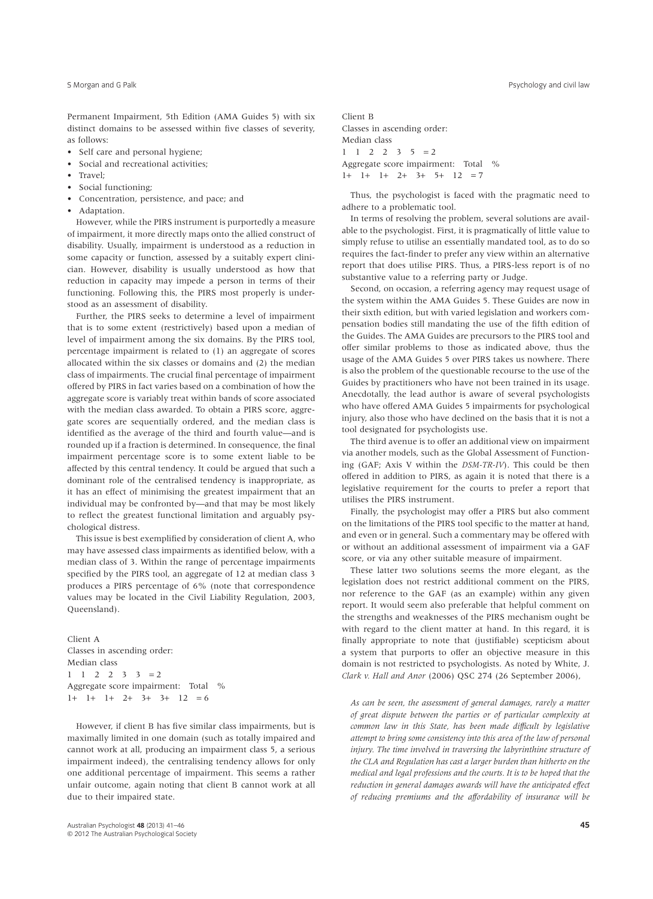Permanent Impairment, 5th Edition (AMA Guides 5) with six distinct domains to be assessed within five classes of severity, as follows:

- Self care and personal hygiene;
- Social and recreational activities;
- Travel;
- Social functioning;
- Concentration, persistence, and pace; and
- Adaptation.

However, while the PIRS instrument is purportedly a measure of impairment, it more directly maps onto the allied construct of disability. Usually, impairment is understood as a reduction in some capacity or function, assessed by a suitably expert clinician. However, disability is usually understood as how that reduction in capacity may impede a person in terms of their functioning. Following this, the PIRS most properly is understood as an assessment of disability.

Further, the PIRS seeks to determine a level of impairment that is to some extent (restrictively) based upon a median of level of impairment among the six domains. By the PIRS tool, percentage impairment is related to (1) an aggregate of scores allocated within the six classes or domains and (2) the median class of impairments. The crucial final percentage of impairment offered by PIRS in fact varies based on a combination of how the aggregate score is variably treat within bands of score associated with the median class awarded. To obtain a PIRS score, aggregate scores are sequentially ordered, and the median class is identified as the average of the third and fourth value—and is rounded up if a fraction is determined. In consequence, the final impairment percentage score is to some extent liable to be affected by this central tendency. It could be argued that such a dominant role of the centralised tendency is inappropriate, as it has an effect of minimising the greatest impairment that an individual may be confronted by—and that may be most likely to reflect the greatest functional limitation and arguably psychological distress.

This issue is best exemplified by consideration of client A, who may have assessed class impairments as identified below, with a median class of 3. Within the range of percentage impairments specified by the PIRS tool, an aggregate of 12 at median class 3 produces a PIRS percentage of 6% (note that correspondence values may be located in the Civil Liability Regulation, 2003, Queensland).

Client A
Classes in ascending order:
Median class
1 1 2 2 3 3 = 2
Aggregate score impairment: Total %
1+ 1+ 1+ 2+ 3+ 3+ 12 = 6

However, if client B has five similar class impairments, but is maximally limited in one domain (such as totally impaired and cannot work at all, producing an impairment class 5, a serious impairment indeed), the centralising tendency allows for only one additional percentage of impairment. This seems a rather unfair outcome, again noting that client B cannot work at all due to their impaired state.

Client B
Classes in ascending order:
Median class
1 1 2 2 3 5 = 2
Aggregate score impairment: Total %
1+ 1+ 1+ 2+ 3+ 5+ 12 = 7

Thus, the psychologist is faced with the pragmatic need to adhere to a problematic tool.

In terms of resolving the problem, several solutions are available to the psychologist. First, it is pragmatically of little value to simply refuse to utilise an essentially mandated tool, as to do so requires the fact-finder to prefer any view within an alternative report that does utilise PIRS. Thus, a PIRS-less report is of no substantive value to a referring party or Judge.

Second, on occasion, a referring agency may request usage of the system within the AMA Guides 5. These Guides are now in their sixth edition, but with varied legislation and workers compensation bodies still mandating the use of the fifth edition of the Guides. The AMA Guides are precursors to the PIRS tool and offer similar problems to those as indicated above, thus the usage of the AMA Guides 5 over PIRS takes us nowhere. There is also the problem of the questionable recourse to the use of the Guides by practitioners who have not been trained in its usage. Anecdotally, the lead author is aware of several psychologists who have offered AMA Guides 5 impairments for psychological injury, also those who have declined on the basis that it is not a tool designated for psychologists use.

The third avenue is to offer an additional view on impairment via another models, such as the Global Assessment of Functioning (GAF; Axis V within the *DSM-TR-IV*). This could be then offered in addition to PIRS, as again it is noted that there is a legislative requirement for the courts to prefer a report that utilises the PIRS instrument.

Finally, the psychologist may offer a PIRS but also comment on the limitations of the PIRS tool specific to the matter at hand, and even or in general. Such a commentary may be offered with or without an additional assessment of impairment via a GAF score, or via any other suitable measure of impairment.

These latter two solutions seems the more elegant, as the legislation does not restrict additional comment on the PIRS, nor reference to the GAF (as an example) within any given report. It would seem also preferable that helpful comment on the strengths and weaknesses of the PIRS mechanism ought be with regard to the client matter at hand. In this regard, it is finally appropriate to note that (justifiable) scepticism about a system that purports to offer an objective measure in this domain is not restricted to psychologists. As noted by White, J. *Clark v. Hall and Anor* (2006) QSC 274 (26 September 2006),

> *As can be seen, the assessment of general damages, rarely a matter of great dispute between the parties or of particular complexity at common law in this State, has been made difficult by legislative attempt to bring some consistency into this area of the law of personal injury. The time involved in traversing the labyrinthine structure of the CLA and Regulation has cast a larger burden than hitherto on the medical and legal professions and the courts. It is to be hoped that the reduction in general damages awards will have the anticipated effect of reducing premiums and the affordability of insurance will be*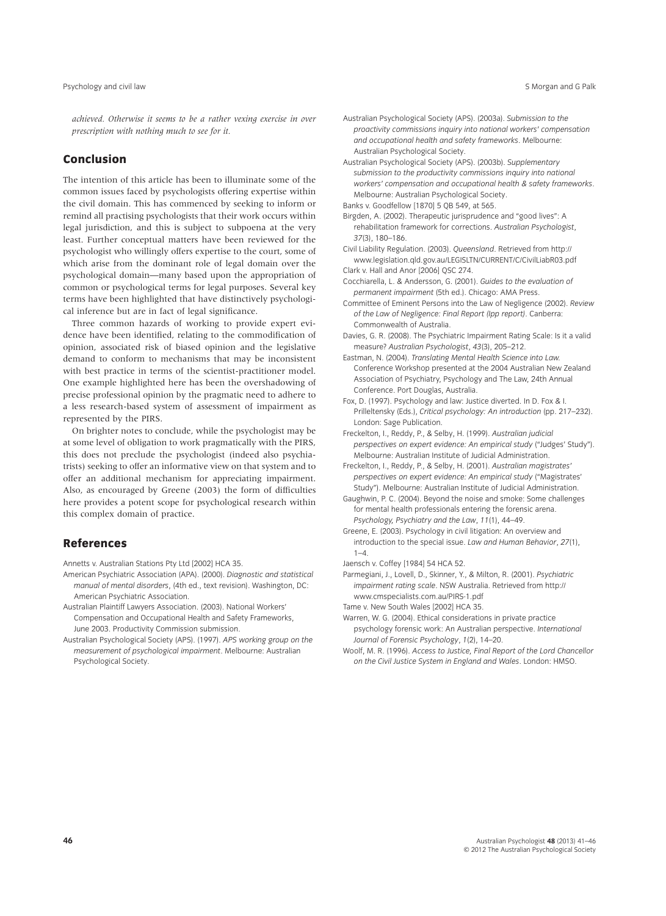*achieved. Otherwise it seems to be a rather vexing exercise in over prescription with nothing much to see for it.*

## Conclusion

The intention of this article has been to illuminate some of the common issues faced by psychologists offering expertise within the civil domain. This has commenced by seeking to inform or remind all practising psychologists that their work occurs within legal jurisdiction, and this is subject to subpoena at the very least. Further conceptual matters have been reviewed for the psychologist who willingly offers expertise to the court, some of which arise from the dominant role of legal domain over the psychological domain—many based upon the appropriation of common or psychological terms for legal purposes. Several key terms have been highlighted that have distinctively psychological inference but are in fact of legal significance.

Three common hazards of working to provide expert evidence have been identified, relating to the commodification of opinion, associated risk of biased opinion and the legislative demand to conform to mechanisms that may be inconsistent with best practice in terms of the scientist-practitioner model. One example highlighted here has been the overshadowing of precise professional opinion by the pragmatic need to adhere to a less research-based system of assessment of impairment as represented by the PIRS.

On brighter notes to conclude, while the psychologist may be at some level of obligation to work pragmatically with the PIRS, this does not preclude the psychologist (indeed also psychiatrists) seeking to offer an informative view on that system and to offer an additional mechanism for appreciating impairment. Also, as encouraged by Greene (2003) the form of difficulties here provides a potent scope for psychological research within this complex domain of practice.

## References

Annetts v. Australian Stations Pty Ltd [2002] HCA 35.

American Psychiatric Association (APA). (2000). *Diagnostic and statistical manual of mental disorders*, (4th ed., text revision). Washington, DC: American Psychiatric Association.

Australian Plaintiff Lawyers Association. (2003). National Workers' Compensation and Occupational Health and Safety Frameworks, June 2003. Productivity Commission submission.

Australian Psychological Society (APS). (1997). *APS working group on the measurement of psychological impairment*. Melbourne: Australian Psychological Society.

Australian Psychological Society (APS). (2003a). *Submission to the proactivity commissions inquiry into national workers' compensation and occupational health and safety frameworks*. Melbourne: Australian Psychological Society.

Australian Psychological Society (APS). (2003b). *Supplementary submission to the productivity commissions inquiry into national workers' compensation and occupational health & safety frameworks*. Melbourne: Australian Psychological Society.

Banks v. Goodfellow [1870] 5 QB 549, at 565.

Birgden, A. (2002). Therapeutic jurisprudence and "good lives": A rehabilitation framework for corrections. *Australian Psychologist*, *37*(3), 180–186.

Civil Liability Regulation. (2003). *Queensland*. Retrieved from http://www.legislation.qld.gov.au/LEGISLTN/CURRENT/C/CivilLiabR03.pdf

Clark v. Hall and Anor [2006] QSC 274.

Cocchiarella, L. & Andersson, G. (2001). *Guides to the evaluation of permanent impairment* (5th ed.). Chicago: AMA Press.

Committee of Eminent Persons into the Law of Negligence (2002). *Review of the Law of Negligence: Final Report (Ipp report)*. Canberra: Commonwealth of Australia.

Davies, G. R. (2008). The Psychiatric Impairment Rating Scale: Is it a valid measure? *Australian Psychologist*, *43*(3), 205–212.

Eastman, N. (2004). *Translating Mental Health Science into Law.* Conference Workshop presented at the 2004 Australian New Zealand Association of Psychiatry, Psychology and The Law, 24th Annual Conference. Port Douglas, Australia.

Fox, D. (1997). Psychology and law: Justice diverted. In D. Fox & I. Prilleltensky (Eds.), *Critical psychology: An introduction* (pp. 217–232). London: Sage Publication.

Freckelton, I., Reddy, P., & Selby, H. (1999). *Australian judicial perspectives on expert evidence: An empirical study* ("Judges' Study"). Melbourne: Australian Institute of Judicial Administration.

Freckelton, I., Reddy, P., & Selby, H. (2001). *Australian magistrates' perspectives on expert evidence: An empirical study* ("Magistrates' Study"). Melbourne: Australian Institute of Judicial Administration.

Gaughwin, P. C. (2004). Beyond the noise and smoke: Some challenges for mental health professionals entering the forensic arena. *Psychology, Psychiatry and the Law*, *11*(1), 44–49.

Greene, E. (2003). Psychology in civil litigation: An overview and introduction to the special issue. *Law and Human Behavior*, *27*(1), 1–4.

Jaensch v. Coffey [1984] 54 HCA 52.

Parmegiani, J., Lovell, D., Skinner, Y., & Milton, R. (2001). *Psychiatric impairment rating scale*. NSW Australia. Retrieved from http://www.cmspecialists.com.au/PIRS-1.pdf

Tame v. New South Wales [2002] HCA 35.

Warren, W. G. (2004). Ethical considerations in private practice psychology forensic work: An Australian perspective. *International Journal of Forensic Psychology*, *1*(2), 14–20.

Woolf, M. R. (1996). *Access to Justice, Final Report of the Lord Chancellor on the Civil Justice System in England and Wales*. London: HMSO.